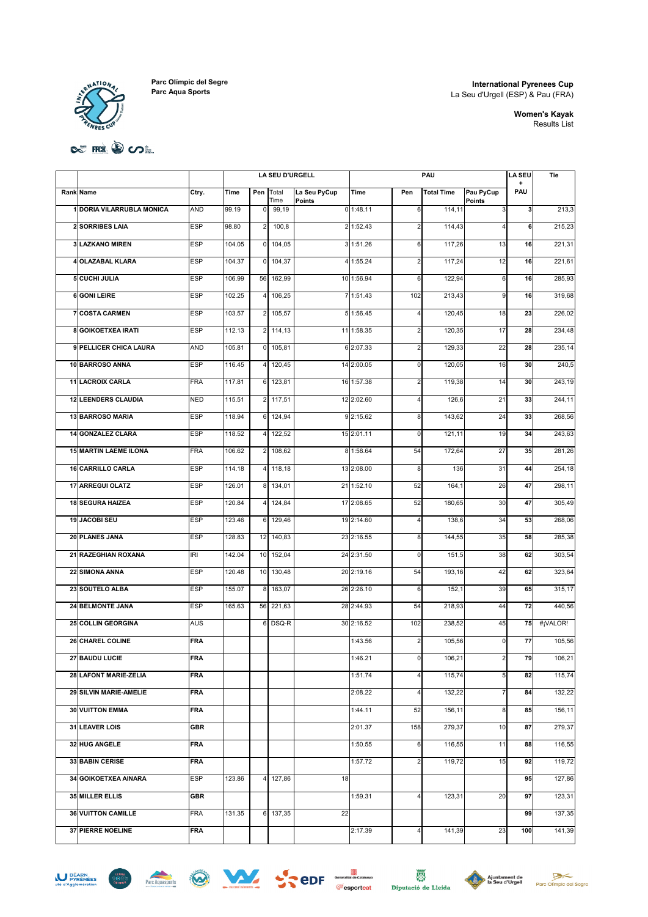Parc Olimpic del Segre
Parc Aqua Sports

**International Pyrenees Cup**
La Seu d'Urgell (ESP) & Pau (FRA)

**Women's Kayak**
Results List

| | | | LA SEU D'URGELL | | | | PAU | | | | LA SEU + PAU | Tie |
|---|---|---|---|---|---|---|---|---|---|---|---|---|
| Rank | Name | Ctry. | Time | Pen | Total Time | La Seu PyCup Points | Time | Pen | Total Time | Pau PyCup Points | | |
| 1 | DORIA VILARRUBLA MONICA | AND | 99.19 | 0 | 99,19 | 0 | 1:48.11 | 6 | 114,11 | 3 | 3 | 213,3 |
| 2 | SORRIBES LAIA | ESP | 98.80 | 2 | 100,8 | 2 | 1:52.43 | 2 | 114,43 | 4 | 6 | 215,23 |
| 3 | LAZKANO MIREN | ESP | 104.05 | 0 | 104,05 | 3 | 1:51.26 | 6 | 117,26 | 13 | 16 | 221,31 |
| 4 | OLAZABAL KLARA | ESP | 104.37 | 0 | 104,37 | 4 | 1:55.24 | 2 | 117,24 | 12 | 16 | 221,61 |
| 5 | CUCHI JULIA | ESP | 106.99 | 56 | 162,99 | 10 | 1:56.94 | 6 | 122,94 | 6 | 16 | 285,93 |
| 6 | GONI LEIRE | ESP | 102.25 | 4 | 106,25 | 7 | 1:51.43 | 102 | 213,43 | 9 | 16 | 319,68 |
| 7 | COSTA CARMEN | ESP | 103.57 | 2 | 105,57 | 5 | 1:56.45 | 4 | 120,45 | 18 | 23 | 226,02 |
| 8 | GOIKOETXEA IRATI | ESP | 112.13 | 2 | 114,13 | 11 | 1:58.35 | 2 | 120,35 | 17 | 28 | 234,48 |
| 9 | PELLICER CHICA LAURA | AND | 105.81 | 0 | 105,81 | 6 | 2:07.33 | 2 | 129,33 | 22 | 28 | 235,14 |
| 10 | BARROSO ANNA | ESP | 116.45 | 4 | 120,45 | 14 | 2:00.05 | 0 | 120,05 | 16 | 30 | 240,5 |
| 11 | LACROIX CARLA | FRA | 117.81 | 6 | 123,81 | 16 | 1:57.38 | 2 | 119,38 | 14 | 30 | 243,19 |
| 12 | LEENDERS CLAUDIA | NED | 115.51 | 2 | 117,51 | 12 | 2:02.60 | 4 | 126,6 | 21 | 33 | 244,11 |
| 13 | BARROSO MARIA | ESP | 118.94 | 6 | 124,94 | 9 | 2:15.62 | 8 | 143,62 | 24 | 33 | 268,56 |
| 14 | GONZALEZ CLARA | ESP | 118.52 | 4 | 122,52 | 15 | 2:01.11 | 0 | 121,11 | 19 | 34 | 243,63 |
| 15 | MARTIN LAEME ILONA | FRA | 106.62 | 2 | 108,62 | 8 | 1:58.64 | 54 | 172,64 | 27 | 35 | 281,26 |
| 16 | CARRILLO CARLA | ESP | 114.18 | 4 | 118,18 | 13 | 2:08.00 | 8 | 136 | 31 | 44 | 254,18 |
| 17 | ARREGUI OLATZ | ESP | 126.01 | 8 | 134,01 | 21 | 1:52.10 | 52 | 164,1 | 26 | 47 | 298,11 |
| 18 | SEGURA HAIZEA | ESP | 120.84 | 4 | 124,84 | 17 | 2:08.65 | 52 | 180,65 | 30 | 47 | 305,49 |
| 19 | JACOBI SEU | ESP | 123.46 | 6 | 129,46 | 19 | 2:14.60 | 4 | 138,6 | 34 | 53 | 268,06 |
| 20 | PLANES JANA | ESP | 128.83 | 12 | 140,83 | 23 | 2:16.55 | 8 | 144,55 | 35 | 58 | 285,38 |
| 21 | RAZEGHIAN ROXANA | IRI | 142.04 | 10 | 152,04 | 24 | 2:31.50 | 0 | 151,5 | 38 | 62 | 303,54 |
| 22 | SIMONA ANNA | ESP | 120.48 | 10 | 130,48 | 20 | 2:19.16 | 54 | 193,16 | 42 | 62 | 323,64 |
| 23 | SOUTELO ALBA | ESP | 155.07 | 8 | 163,07 | 26 | 2:26.10 | 6 | 152,1 | 39 | 65 | 315,17 |
| 24 | BELMONTE JANA | ESP | 165.63 | 56 | 221,63 | 28 | 2:44.93 | 54 | 218,93 | 44 | 72 | 440,56 |
| 25 | COLLIN GEORGINA | AUS | | 6 | DSQ-R | 30 | 2:16.52 | 102 | 238,52 | 45 | 75 | #¡VALOR! |
| 26 | CHAREL COLINE | FRA | | | | | 1:43.56 | 2 | 105,56 | 0 | 77 | 105,56 |
| 27 | BAUDU LUCIE | FRA | | | | | 1:46.21 | 0 | 106,21 | 2 | 79 | 106,21 |
| 28 | LAFONT MARIE-ZELIA | FRA | | | | | 1:51.74 | 4 | 115,74 | 5 | 82 | 115,74 |
| 29 | SILVIN MARIE-AMELIE | FRA | | | | | 2:08.22 | 4 | 132,22 | 7 | 84 | 132,22 |
| 30 | VUITTON EMMA | FRA | | | | | 1:44.11 | 52 | 156,11 | 8 | 85 | 156,11 |
| 31 | LEAVER LOIS | GBR | | | | | 2:01.37 | 158 | 279,37 | 10 | 87 | 279,37 |
| 32 | HUG ANGELE | FRA | | | | | 1:50.55 | 6 | 116,55 | 11 | 88 | 116,55 |
| 33 | BABIN CERISE | FRA | | | | | 1:57.72 | 2 | 119,72 | 15 | 92 | 119,72 |
| 34 | GOIKOETXEA AINARA | ESP | 123.86 | 4 | 127,86 | 18 | | | | | 95 | 127,86 |
| 35 | MILLER ELLIS | GBR | | | | | 1:59.31 | 4 | 123,31 | 20 | 97 | 123,31 |
| 36 | VUITTON CAMILLE | FRA | 131.35 | 6 | 137,35 | 22 | | | | | 99 | 137,35 |
| 37 | PIERRE NOELINE | FRA | | | | | 2:17.39 | 4 | 141,39 | 23 | 100 | 141,39 |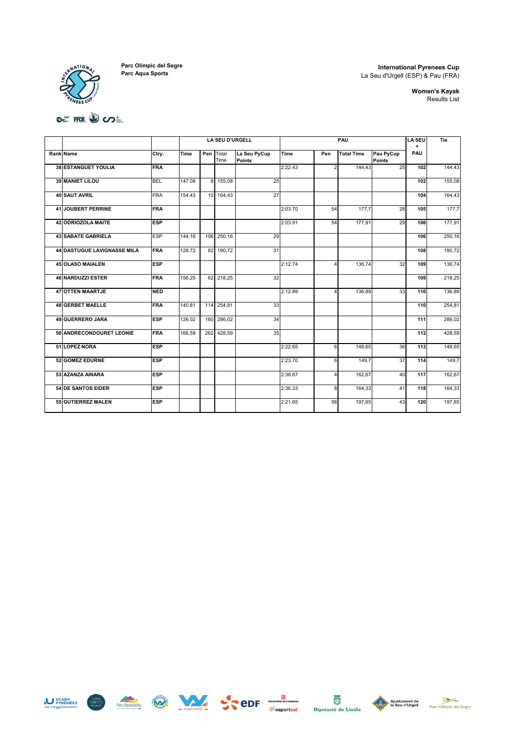Parc Olimpic del Segre
Parc Aqua Sports

**International Pyrenees Cup**
La Seu d'Urgell (ESP) & Pau (FRA)

**Women's Kayak**
Results List

| | | | LA SEU D'URGELL | | | | PAU | | | | LA SEU + PAU | Tie |
|---|---|---|---|---|---|---|---|---|---|---|---|---|
| Rank | Name | Ctry. | Time | Pen | Total Time | La Seu PyCup Points | Time | Pen | Total Time | Pau PyCup Points | | |
| 38 | ESTANGUET YOULIA | FRA | | | | | 2:22.43 | 2 | 144,43 | 25 | 102 | 144,43 |
| 39 | MANIET LILOU | BEL | 147.08 | 8 | 155,08 | 25 | | | | | 102 | 155,08 |
| 40 | SAUT AVRIL | FRA | 154.43 | 10 | 164,43 | 27 | | | | | 104 | 164,43 |
| 41 | JOUBERT PERRINE | FRA | | | | | 2:03.70 | 54 | 177,7 | 28 | 105 | 177,7 |
| 42 | ODRIOZOLA MAITE | ESP | | | | | 2:03.91 | 54 | 177,91 | 29 | 106 | 177,91 |
| 43 | SABATE GABRIELA | ESP | 144.16 | 106 | 250,16 | 29 | | | | | 106 | 250,16 |
| 44 | DASTUGUE LAVIGNASSE MILA | FRA | 128.72 | 62 | 190,72 | 31 | | | | | 108 | 190,72 |
| 45 | OLASO MAIALEN | ESP | | | | | 2:12.74 | 4 | 136,74 | 32 | 109 | 136,74 |
| 46 | NARDUZZI ESTER | FRA | 156.25 | 62 | 218,25 | 32 | | | | | 109 | 218,25 |
| 47 | OTTEN MAARTJE | NED | | | | | 2:12.89 | 4 | 136,89 | 33 | 110 | 136,89 |
| 48 | GERBET MAELLE | FRA | 140.81 | 114 | 254,81 | 33 | | | | | 110 | 254,81 |
| 49 | GUERRERO JARA | ESP | 126.02 | 160 | 286,02 | 34 | | | | | 111 | 286,02 |
| 50 | ANDRECONDOURET LEONIE | FRA | 166.59 | 262 | 428,59 | 35 | | | | | 112 | 428,59 |
| 51 | LOPEZ NORA | ESP | | | | | 2:22.65 | 6 | 148,65 | 36 | 113 | 148,65 |
| 52 | GOMEZ EDURNE | ESP | | | | | 2:23.70 | 6 | 149,7 | 37 | 114 | 149,7 |
| 53 | AZANZA AINARA | ESP | | | | | 2:38.67 | 4 | 162,67 | 40 | 117 | 162,67 |
| 54 | DE SANTOS EIDER | ESP | | | | | 2:36.33 | 8 | 164,33 | 41 | 118 | 164,33 |
| 55 | GUTIERREZ MALEN | ESP | | | | | 2:21.65 | 56 | 197,65 | 43 | 120 | 197,65 |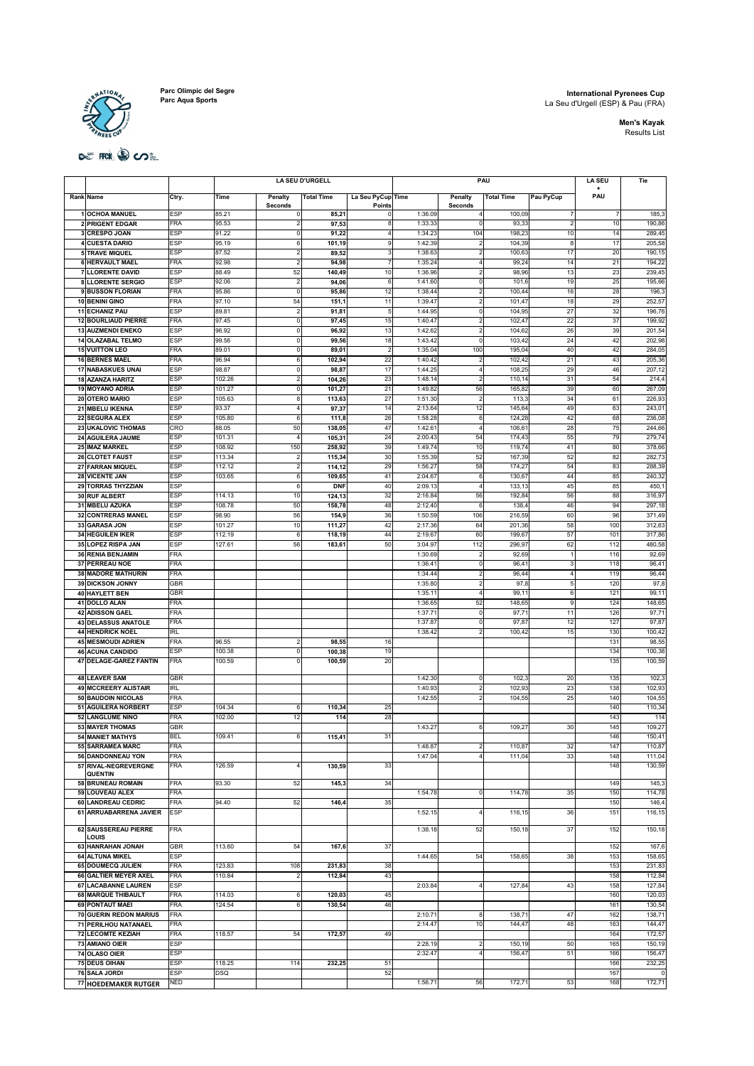Parc Olímpic del Segre
Parc Aqua Sports

**International Pyrenees Cup**
La Seu d'Urgell (ESP) & Pau (FRA)

**Men's Kayak**
Results List

| | | | LA SEU D'URGELL | | | | PAU | | | | LA SEU + PAU | Tie |
|---|---|---|---|---|---|---|---|---|---|---|---|---|
| Rank | Name | Ctry. | Time | Penalty Seconds | Total Time | La Seu PyCup Points | Time | Penalty Seconds | Total Time | Pau PyCup | | |
| 1 | OCHOA MANUEL | ESP | 85.21 | 0 | 85,21 | 0 | 1:36.09 | 4 | 100,09 | 7 | 7 | 185,3 |
| 2 | PRIGENT EDGAR | FRA | 95.53 | 2 | 97,53 | 8 | 1:33.33 | 0 | 93,33 | 2 | 10 | 190,86 |
| 3 | CRESPO JOAN | ESP | 91.22 | 0 | 91,22 | 4 | 1:34.23 | 104 | 198,23 | 10 | 14 | 289,45 |
| 4 | CUESTA DARIO | ESP | 95.19 | 6 | 101,19 | 9 | 1:42.39 | 2 | 104,39 | 8 | 17 | 205,58 |
| 5 | TRAVE MIQUEL | ESP | 87.52 | 2 | 89,52 | 3 | 1:38.63 | 2 | 100,63 | 17 | 20 | 190,15 |
| 6 | HERVAULT MAEL | FRA | 92.98 | 2 | 94,98 | 7 | 1:35.24 | 4 | 99,24 | 14 | 21 | 194,22 |
| 7 | LLORENTE DAVID | ESP | 88.49 | 52 | 140,49 | 10 | 1:36.96 | 2 | 98,96 | 13 | 23 | 239,45 |
| 8 | LLORENTE SERGIO | ESP | 92.06 | 2 | 94,06 | 6 | 1:41.60 | 0 | 101,6 | 19 | 25 | 195,66 |
| 9 | BUSSON FLORIAN | FRA | 95.86 | 0 | 95,86 | 12 | 1:38.44 | 2 | 100,44 | 16 | 28 | 196,3 |
| 10 | BENINI GINO | FRA | 97.10 | 54 | 151,1 | 11 | 1:39.47 | 2 | 101,47 | 18 | 29 | 252,57 |
| 11 | ECHANIZ PAU | ESP | 89.81 | 2 | 91,81 | 5 | 1:44.95 | 0 | 104,95 | 27 | 32 | 196,76 |
| 12 | BOURLIAUD PIERRE | FRA | 97.45 | 0 | 97,45 | 15 | 1:40.47 | 2 | 102,47 | 22 | 37 | 199,92 |
| 13 | AUZMENDI ENEKO | ESP | 96.92 | 0 | 96,92 | 13 | 1:42.62 | 2 | 104,62 | 26 | 39 | 201,54 |
| 14 | OLAZABAL TELMO | ESP | 99.56 | 0 | 99,56 | 18 | 1:43.42 | 0 | 103,42 | 24 | 42 | 202,98 |
| 15 | VUITTON LEO | FRA | 89.01 | 0 | 89,01 | 2 | 1:35.04 | 100 | 195,04 | 40 | 42 | 284,05 |
| 16 | BERNES MAEL | FRA | 96.94 | 6 | 102,94 | 22 | 1:40.42 | 2 | 102,42 | 21 | 43 | 205,36 |
| 17 | NABASKUES UNAI | ESP | 98.87 | 0 | 98,87 | 17 | 1:44.25 | 4 | 108,25 | 29 | 46 | 207,12 |
| 18 | AZANZA HARITZ | ESP | 102.26 | 2 | 104,26 | 23 | 1:48.14 | 2 | 110,14 | 31 | 54 | 214,4 |
| 19 | MOYANO ADRIA | ESP | 101.27 | 0 | 101,27 | 21 | 1:49.82 | 56 | 165,82 | 39 | 60 | 267,09 |
| 20 | OTERO MARIO | ESP | 105.63 | 8 | 113,63 | 27 | 1:51.30 | 2 | 113,3 | 34 | 61 | 226,93 |
| 21 | MBELU IKENNA | ESP | 93.37 | 4 | 97,37 | 14 | 2:13.64 | 12 | 145,64 | 49 | 63 | 243,01 |
| 22 | SEGURA ALEX | ESP | 105.80 | 6 | 111,8 | 26 | 1:58.28 | 6 | 124,28 | 42 | 68 | 236,08 |
| 23 | UKALOVIC THOMAS | CRO | 88.05 | 50 | 138,05 | 47 | 1:42.61 | 4 | 106,61 | 28 | 75 | 244,66 |
| 24 | AGUILERA JAUME | ESP | 101.31 | 4 | 105,31 | 24 | 2:00.43 | 54 | 174,43 | 55 | 79 | 279,74 |
| 25 | IMAZ MARKEL | ESP | 108.92 | 150 | 258,92 | 39 | 1:49.74 | 10 | 119,74 | 41 | 80 | 378,66 |
| 26 | CLOTET FAUST | ESP | 113.34 | 2 | 115,34 | 30 | 1:55.39 | 52 | 167,39 | 52 | 82 | 282,73 |
| 27 | FARRAN MIQUEL | ESP | 112.12 | 2 | 114,12 | 29 | 1:56.27 | 58 | 174,27 | 54 | 83 | 288,39 |
| 28 | VICENTE JAN | ESP | 103.65 | 6 | 109,65 | 41 | 2:04.67 | 6 | 130,67 | 44 | 85 | 240,32 |
| 29 | TORRAS THYZZIAN | ESP | | 6 | DNF | 40 | 2:09.13 | 4 | 133,13 | 45 | 85 | 450,1 |
| 30 | RUF ALBERT | ESP | 114.13 | 10 | 124,13 | 32 | 2:16.84 | 56 | 192,84 | 56 | 88 | 316,97 |
| 31 | MBELU AZUKA | ESP | 108.78 | 50 | 158,78 | 48 | 2:12.40 | 6 | 138,4 | 46 | 94 | 297,18 |
| 32 | CONTRERAS MANEL | ESP | 98.90 | 56 | 154,9 | 36 | 1:50.59 | 106 | 216,59 | 60 | 96 | 371,49 |
| 33 | GARASA JON | ESP | 101.27 | 10 | 111,27 | 42 | 2:17.36 | 64 | 201,36 | 58 | 100 | 312,63 |
| 34 | HEGUILEN IKER | ESP | 112.19 | 6 | 118,19 | 44 | 2:19.67 | 60 | 199,67 | 57 | 101 | 317,86 |
| 35 | LOPEZ RISPA JAN | ESP | 127.61 | 56 | 183,61 | 50 | 3:04.97 | 112 | 296,97 | 62 | 112 | 480,58 |
| 36 | RENIA BENJAMIN | FRA | | | | | 1:30.69 | 2 | 92,69 | 1 | 116 | 92,69 |
| 37 | PERREAU NOE | FRA | | | | | 1:36.41 | 0 | 96,41 | 3 | 118 | 96,41 |
| 38 | MADORE MATHURIN | FRA | | | | | 1:34.44 | 2 | 96,44 | 4 | 119 | 96,44 |
| 39 | DICKSON JONNY | GBR | | | | | 1:35.80 | 2 | 97,8 | 5 | 120 | 97,8 |
| 40 | HAYLETT BEN | GBR | | | | | 1:35.11 | 4 | 99,11 | 6 | 121 | 99,11 |
| 41 | DOLLO ALAN | FRA | | | | | 1:36.65 | 52 | 148,65 | 9 | 124 | 148,65 |
| 42 | ADISSON GAEL | FRA | | | | | 1:37.71 | 0 | 97,71 | 11 | 126 | 97,71 |
| 43 | DELASSUS ANATOLE | FRA | | | | | 1:37.87 | 0 | 97,87 | 12 | 127 | 97,87 |
| 44 | HENDRICK NOEL | IRL | | | | | 1:38.42 | 2 | 100,42 | 15 | 130 | 100,42 |
| 45 | MESMOUDI ADRIEN | FRA | 96.55 | 2 | 98,55 | 16 | | | | | 131 | 98,55 |
| 46 | ACUNA CANDIDO | ESP | 100.38 | 0 | 100,38 | 19 | | | | | 134 | 100,38 |
| 47 | DELAGE-GAREZ FANTIN | FRA | 100.59 | 0 | 100,59 | 20 | | | | | 135 | 100,59 |
| 48 | LEAVER SAM | GBR | | | | | 1:42.30 | 0 | 102,3 | 20 | 135 | 102,3 |
| 49 | MCCREERY ALISTAIR | IRL | | | | | 1:40.93 | 2 | 102,93 | 23 | 138 | 102,93 |
| 50 | BAUDOIN NICOLAS | FRA | | | | | 1:42.55 | 2 | 104,55 | 25 | 140 | 104,55 |
| 51 | AGUILERA NORBERT | ESP | 104.34 | 6 | 110,34 | 25 | | | | | 140 | 110,34 |
| 52 | LANGLUME NINO | FRA | 102.00 | 12 | 114 | 28 | | | | | 143 | 114 |
| 53 | MAYER THOMAS | GBR | | | | | 1:43.27 | 6 | 109,27 | 30 | 145 | 109,27 |
| 54 | MANIET MATHYS | BEL | 109.41 | 6 | 115,41 | 31 | | | | | 146 | 150,41 |
| 55 | SARRAMEA MARC | FRA | | | | | 1:48.87 | 2 | 110,87 | 32 | 147 | 110,87 |
| 56 | DANDONNEAU YON | FRA | | | | | 1:47.04 | 4 | 111,04 | 33 | 148 | 111,04 |
| 57 | RIVAL-NEGREVERGNE QUENTIN | FRA | 126.59 | 4 | 130,59 | 33 | | | | | 148 | 130,59 |
| 58 | BRUNEAU ROMAIN | FRA | 93.30 | 52 | 145,3 | 34 | | | | | 149 | 145,3 |
| 59 | LOUVEAU ALEX | FRA | | | | | 1:54.78 | 0 | 114,78 | 35 | 150 | 114,78 |
| 60 | LANDREAU CEDRIC | FRA | 94.40 | 52 | 146,4 | 35 | | | | | 150 | 146,4 |
| 61 | ARRUABARRENA JAVIER | ESP | | | | | 1:52.15 | 4 | 116,15 | 36 | 151 | 116,15 |
| 62 | SAUSSEREAU PIERRE LOUIS | FRA | | | | | 1:38.18 | 52 | 150,18 | 37 | 152 | 150,18 |
| 63 | HANRAHAN JONAH | GBR | 113.60 | 54 | 167,6 | 37 | | | | | 152 | 167,6 |
| 64 | ALTUNA MIKEL | ESP | | | | | 1:44.65 | 54 | 158,65 | 38 | 153 | 158,65 |
| 65 | DOUMECQ JULIEN | FRA | 123.83 | 108 | 231,83 | 38 | | | | | 153 | 231,83 |
| 66 | GALTIER MEYER AXEL | FRA | 110.84 | 2 | 112,84 | 43 | | | | | 158 | 112,84 |
| 67 | LACABANNE LAUREN | ESP | | | | | 2:03.84 | 4 | 127,84 | 43 | 158 | 127,84 |
| 68 | MARQUE THIBAULT | FRA | 114.03 | 6 | 120,03 | 45 | | | | | 160 | 120,03 |
| 69 | PONTAUT MAEI | FRA | 124.54 | 6 | 130,54 | 46 | | | | | 161 | 130,54 |
| 70 | GUERIN REDON MARIUS | FRA | | | | | 2:10.71 | 8 | 138,71 | 47 | 162 | 138,71 |
| 71 | PERILHOU NATANAEL | FRA | | | | | 2:14.47 | 10 | 144,47 | 48 | 163 | 144,47 |
| 72 | LECOMTE KEZIAH | FRA | 118.57 | 54 | 172,57 | 49 | | | | | 164 | 172,57 |
| 73 | AMIANO OIER | ESP | | | | | 2:28.19 | 2 | 150,19 | 50 | 165 | 150,19 |
| 74 | OLASO OIER | ESP | | | | | 2:32.47 | 4 | 156,47 | 51 | 166 | 156,47 |
| 75 | DEUS OIHAN | ESP | 118.25 | 114 | 232,25 | 51 | | | | | 166 | 232,25 |
| 76 | SALA JORDI | ESP | DSQ | | | 52 | | | | | 167 | 0 |
| 77 | HOEDEMAKER RUTGER | NED | | | | | 1:56.71 | 56 | 172,71 | 53 | 168 | 172,71 |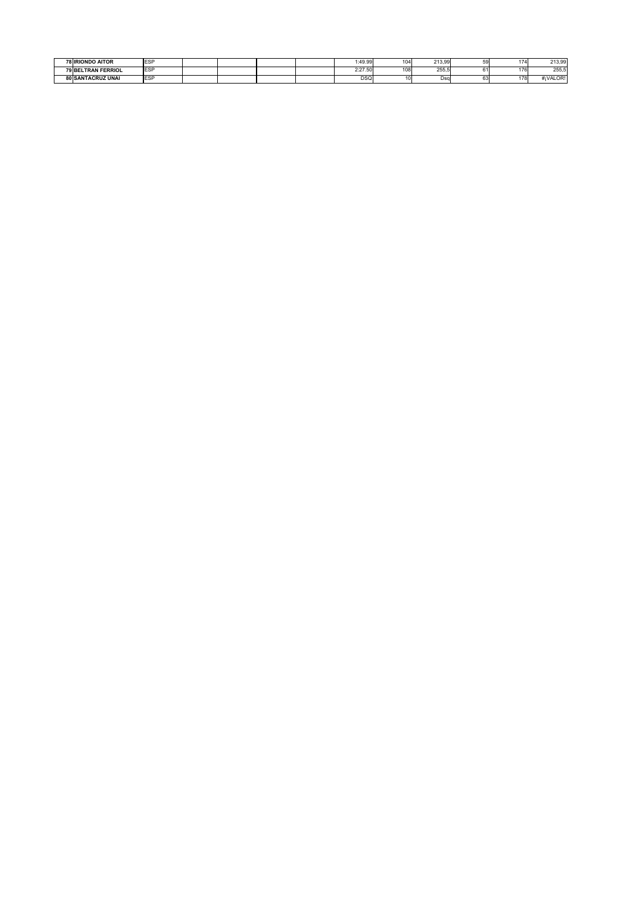| | | | | | | | | | | | | |
|---|---|---|---|---|---|---|---|---|---|---|---|---|
| 78 | IRIONDO AITOR | ESP | | | | | 1:49.99 | 104 | 213,99 | 59 | 174 | 213,99 |
| 79 | BELTRAN FERRIOL | ESP | | | | | 2:27.50 | 108 | 255,5 | 61 | 176 | 255,5 |
| 80 | SANTACRUZ UNAI | ESP | | | | | DSQ | 10 | Dsq | 63 | 178 | #¡VALOR! |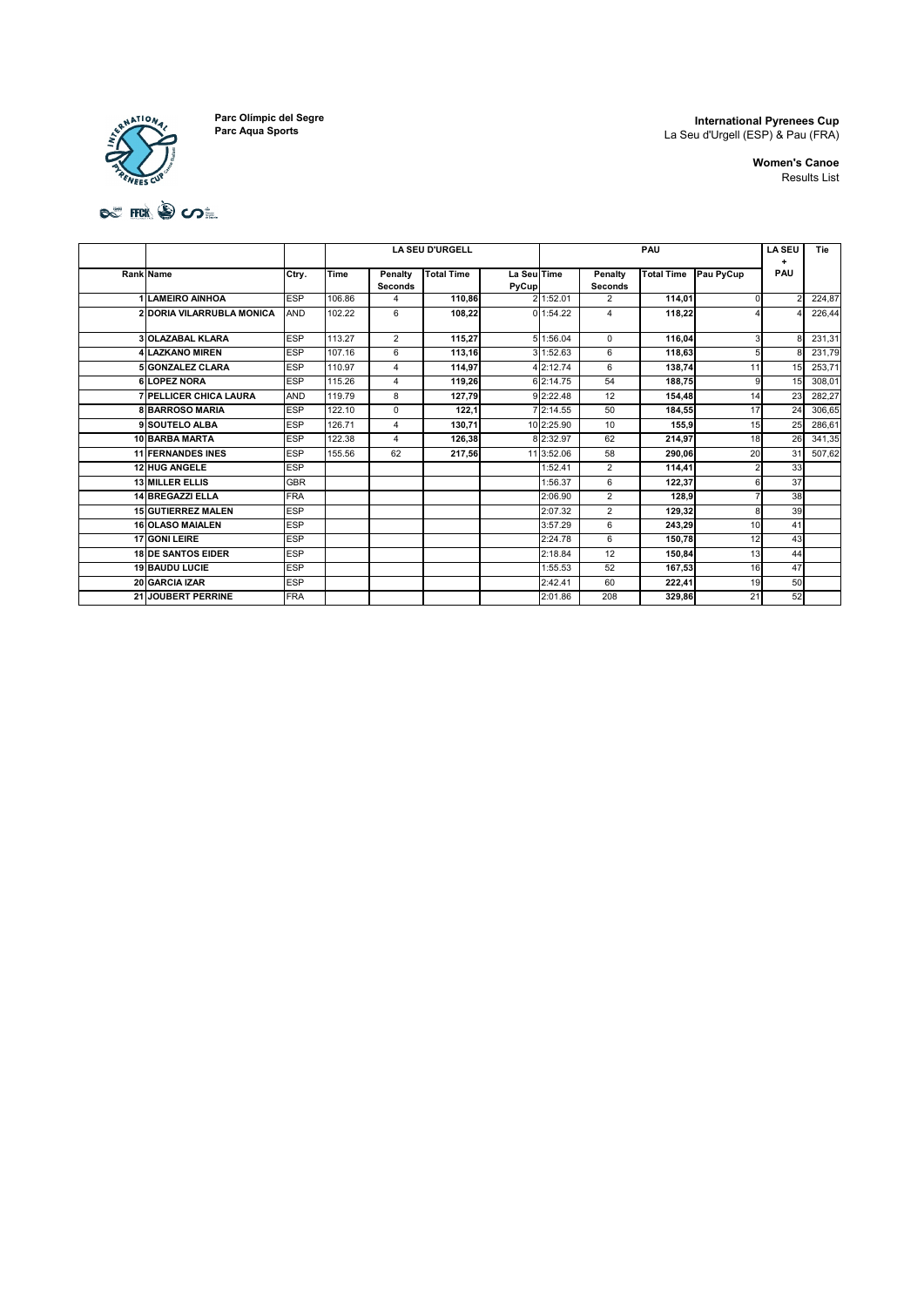**Parc Olimpic del Segre**
**Parc Aqua Sports**

**International Pyrenees Cup**
La Seu d'Urgell (ESP) & Pau (FRA)

**Women's Canoe**
Results List

| | | | LA SEU D'URGELL | | | | PAU | | | | | LA SEU + PAU | Tie |
|---|---|---|---|---|---|---|---|---|---|---|---|---|---|
| Rank | Name | Ctry. | Time | Penalty Seconds | Total Time | La Seu PyCup | Time | Penalty Seconds | Total Time | Pau PyCup | | | |
| 1 | LAMEIRO AINHOA | ESP | 106.86 | 4 | 110,86 | 2 | 1:52.01 | 2 | 114,01 | 0 | | 2 | 224,87 |
| 2 | DORIA VILARRUBLA MONICA | AND | 102.22 | 6 | 108,22 | 0 | 1:54.22 | 4 | 118,22 | 4 | | 4 | 226,44 |
| 3 | OLAZABAL KLARA | ESP | 113.27 | 2 | 115,27 | 5 | 1:56.04 | 0 | 116,04 | 3 | | 8 | 231,31 |
| 4 | LAZKANO MIREN | ESP | 107.16 | 6 | 113,16 | 3 | 1:52.63 | 6 | 118,63 | 5 | | 8 | 231,79 |
| 5 | GONZALEZ CLARA | ESP | 110.97 | 4 | 114,97 | 4 | 2:12.74 | 6 | 138,74 | 11 | | 15 | 253,71 |
| 6 | LOPEZ NORA | ESP | 115.26 | 4 | 119,26 | 6 | 2:14.75 | 54 | 188,75 | 9 | | 15 | 308,01 |
| 7 | PELLICER CHICA LAURA | AND | 119.79 | 8 | 127,79 | 9 | 2:22.48 | 12 | 154,48 | 14 | | 23 | 282,27 |
| 8 | BARROSO MARIA | ESP | 122.10 | 0 | 122,1 | 7 | 2:14.55 | 50 | 184,55 | 17 | | 24 | 306,65 |
| 9 | SOUTELO ALBA | ESP | 126.71 | 4 | 130,71 | 10 | 2:25.90 | 10 | 155,9 | 15 | | 25 | 286,61 |
| 10 | BARBA MARTA | ESP | 122.38 | 4 | 126,38 | 8 | 2:32.97 | 62 | 214,97 | 18 | | 26 | 341,35 |
| 11 | FERNANDES INES | ESP | 155.56 | 62 | 217,56 | 11 | 3:52.06 | 58 | 290,06 | 20 | | 31 | 507,62 |
| 12 | HUG ANGELE | ESP | | | | | 1:52.41 | 2 | 114,41 | 2 | | 33 | |
| 13 | MILLER ELLIS | GBR | | | | | 1:56.37 | 6 | 122,37 | 6 | | 37 | |
| 14 | BREGAZZI ELLA | FRA | | | | | 2:06.90 | 2 | 128,9 | 7 | | 38 | |
| 15 | GUTIERREZ MALEN | ESP | | | | | 2:07.32 | 2 | 129,32 | 8 | | 39 | |
| 16 | OLASO MAIALEN | ESP | | | | | 3:57.29 | 6 | 243,29 | 10 | | 41 | |
| 17 | GONI LEIRE | ESP | | | | | 2:24.78 | 6 | 150,78 | 12 | | 43 | |
| 18 | DE SANTOS EIDER | ESP | | | | | 2:18.84 | 12 | 150,84 | 13 | | 44 | |
| 19 | BAUDU LUCIE | ESP | | | | | 1:55.53 | 52 | 167,53 | 16 | | 47 | |
| 20 | GARCIA IZAR | ESP | | | | | 2:42.41 | 60 | 222,41 | 19 | | 50 | |
| 21 | JOUBERT PERRINE | FRA | | | | | 2:01.86 | 208 | 329,86 | 21 | | 52 | |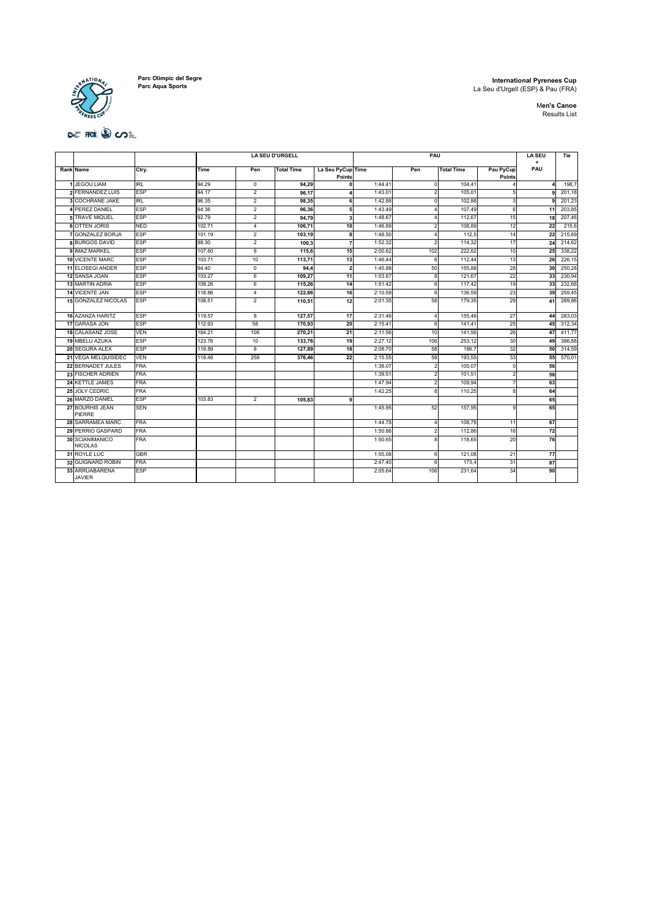**Parc Olimpic del Segre**
**Parc Aqua Sports**

**International Pyrenees Cup**
La Seu d'Urgell (ESP) & Pau (FRA)

M**en's Canoe**
Results List

| | | | LA SEU D'URGELL | | | | | PAU | | | | LA SEU + PAU | Tie |
|---|---|---|---|---|---|---|---|---|---|---|---|---|---|
| Rank | Name | Ctry. | Time | Pen | Total Time | La Seu PyCup Points | Time | Pen | Total Time | Pau PyCup Points | | |
| 1 | JEGOU LIAM | IRL | 94.29 | 0 | 94,29 | 0 | 1:44.41 | 0 | 104,41 | 4 | 4 | 198,7 |
| 2 | FERNANDEZ LUIS | ESP | 94.17 | 2 | 96,17 | 4 | 1:43.01 | 2 | 105,01 | 5 | 9 | 201,18 |
| 3 | COCHRANE JAKE | IRL | 96.35 | 2 | 98,35 | 6 | 1:42.88 | 0 | 102,88 | 3 | 9 | 201,23 |
| 4 | PEREZ DANIEL | ESP | 94.36 | 2 | 96,36 | 5 | 1:43.49 | 4 | 107,49 | 6 | 11 | 203,85 |
| 5 | TRAVE MIQUEL | ESP | 92.79 | 2 | 94,79 | 3 | 1:48.67 | 4 | 112,67 | 15 | 18 | 207,46 |
| 6 | OTTEN JORIS | NED | 102.71 | 4 | 106,71 | 10 | 1:46.89 | 2 | 108,89 | 12 | 22 | 215,6 |
| 7 | GONZALEZ BORJA | ESP | 101.19 | 2 | 103,19 | 8 | 1:48.50 | 4 | 112,5 | 14 | 22 | 215,69 |
| 8 | BURGOS DAVID | ESP | 98.30 | 2 | 100,3 | 7 | 1:52.32 | 2 | 114,32 | 17 | 24 | 214,62 |
| 9 | IMAZ MARKEL | ESP | 107.60 | 8 | 115,6 | 15 | 2:00.62 | 102 | 222,62 | 10 | 25 | 338,22 |
| 10 | VICENTE MARC | ESP | 103.71 | 10 | 113,71 | 13 | 1:46.44 | 6 | 112,44 | 13 | 26 | 226,15 |
| 11 | ELOSEGI ANDER | ESP | 94.40 | 0 | 94,4 | 2 | 1:45.88 | 50 | 155,88 | 28 | 30 | 250,28 |
| 12 | SANSA JOAN | ESP | 103.27 | 6 | 109,27 | 11 | 1:53.67 | 8 | 121,67 | 22 | 33 | 230,94 |
| 13 | MARTIN ADRIA | ESP | 109.26 | 6 | 115,26 | 14 | 1:51.42 | 6 | 117,42 | 19 | 33 | 232,68 |
| 14 | VICENTE JAN | ESP | 118.86 | 4 | 122,86 | 16 | 2:10.59 | 6 | 136,59 | 23 | 39 | 259,45 |
| 15 | GONZALEZ NICOLAS | ESP | 108.51 | 2 | 110,51 | 12 | 2:01.35 | 58 | 179,35 | 29 | 41 | 289,86 |
| 16 | AZANZA HARITZ | ESP | 119.57 | 8 | 127,57 | 17 | 2:31.46 | 4 | 155,46 | 27 | 44 | 283,03 |
| 17 | GARASA JON | ESP | 112.93 | 58 | 170,93 | 20 | 2:15.41 | 6 | 141,41 | 25 | 45 | 312,34 |
| 18 | CALASANZ JOSE | VEN | 164.21 | 106 | 270,21 | 21 | 2:11.56 | 10 | 141,56 | 26 | 47 | 411,77 |
| 19 | MBELU AZUKA | ESP | 123.76 | 10 | 133,76 | 19 | 2:27.12 | 106 | 253,12 | 30 | 49 | 386,88 |
| 20 | SEGURA ALEX | ESP | 119.89 | 8 | 127,89 | 18 | 2:08.70 | 58 | 186,7 | 32 | 50 | 314,59 |
| 21 | VEGA MELQUISIDEC | VEN | 118.46 | 258 | 376,46 | 22 | 2:15.55 | 58 | 193,55 | 33 | 55 | 570,01 |
| 22 | BERNADET JULES | FRA | | | | | 1:38.07 | 2 | 100,07 | 0 | 56 | |
| 23 | FISCHER ADRIEN | FRA | | | | | 1:39.51 | 2 | 101,51 | 2 | 58 | |
| 24 | KETTLE JAMES | FRA | | | | | 1:47.94 | 2 | 109,94 | 7 | 63 | |
| 25 | JOLY CEDRIC | FRA | | | | | 1:42.25 | 8 | 110,25 | 8 | 64 | |
| 26 | MARZO DANIEL | ESP | 103.83 | 2 | 105,83 | 9 | | | | | 65 | |
| 27 | BOURHIS JEAN PIERRE | SEN | | | | | 1:45.95 | 52 | 157,95 | 9 | 65 | |
| 28 | SARRAMEA MARC | FRA | | | | | 1:44.78 | 4 | 108,78 | 11 | 67 | |
| 29 | PERRIO GASPARD | FRA | | | | | 1:50.86 | 2 | 112,86 | 16 | 72 | |
| 30 | SCIANIMANICO NICOLAS | FRA | | | | | 1:50.65 | 8 | 118,65 | 20 | 76 | |
| 31 | ROYLE LUC | GBR | | | | | 1:55.08 | 6 | 121,08 | 21 | 77 | |
| 32 | GUIGNARD ROBIN | FRA | | | | | 2:47.40 | 6 | 173,4 | 31 | 87 | |
| 33 | ARRUABARENA JAVIER | ESP | | | | | 2:05.64 | 106 | 231,64 | 34 | 90 | |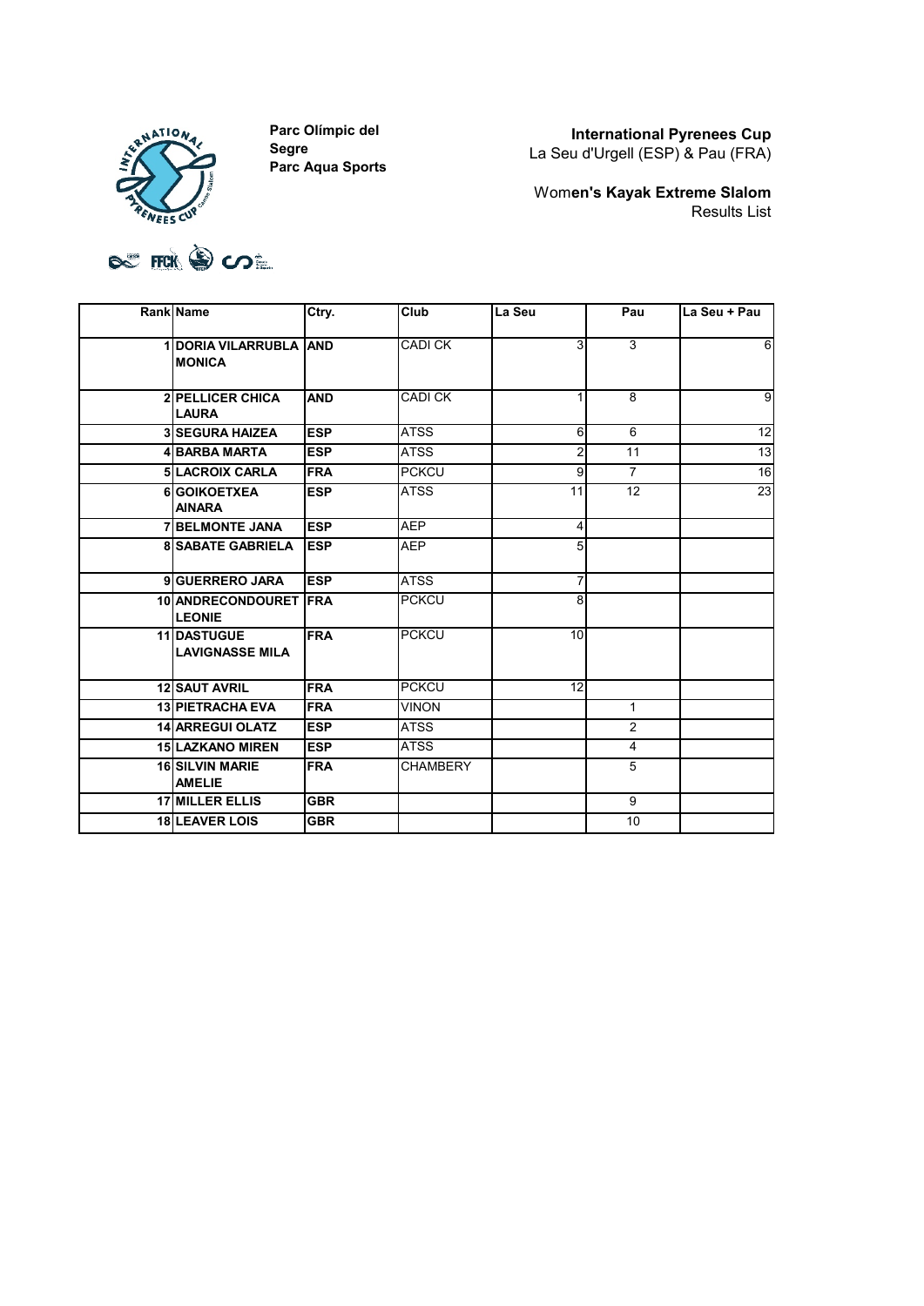**Parc Olímpic del Segre**
**Parc Aqua Sports**

**International Pyrenees Cup**
La Seu d'Urgell (ESP) & Pau (FRA)

Wom**en's Kayak Extreme Slalom**
Results List

| Rank | Name | Ctry. | Club | La Seu | Pau | La Seu + Pau |
|---|---|---|---|---|---|---|
| 1 | DORIA VILARRUBLA MONICA | AND | CADI CK | 3 | 3 | 6 |
| 2 | PELLICER CHICA LAURA | AND | CADI CK | 1 | 8 | 9 |
| 3 | SEGURA HAIZEA | ESP | ATSS | 6 | 6 | 12 |
| 4 | BARBA MARTA | ESP | ATSS | 2 | 11 | 13 |
| 5 | LACROIX CARLA | FRA | PCKCU | 9 | 7 | 16 |
| 6 | GOIKOETXEA AINARA | ESP | ATSS | 11 | 12 | 23 |
| 7 | BELMONTE JANA | ESP | AEP | 4 | | |
| 8 | SABATE GABRIELA | ESP | AEP | 5 | | |
| 9 | GUERRERO JARA | ESP | ATSS | 7 | | |
| 10 | ANDRECONDOURET LEONIE | FRA | PCKCU | 8 | | |
| 11 | DASTUGUE LAVIGNASSE MILA | FRA | PCKCU | 10 | | |
| 12 | SAUT AVRIL | FRA | PCKCU | 12 | | |
| 13 | PIETRACHA EVA | FRA | VINON | | 1 | |
| 14 | ARREGUI OLATZ | ESP | ATSS | | 2 | |
| 15 | LAZKANO MIREN | ESP | ATSS | | 4 | |
| 16 | SILVIN MARIE AMELIE | FRA | CHAMBERY | | 5 | |
| 17 | MILLER ELLIS | GBR | | | 9 | |
| 18 | LEAVER LOIS | GBR | | | 10 | |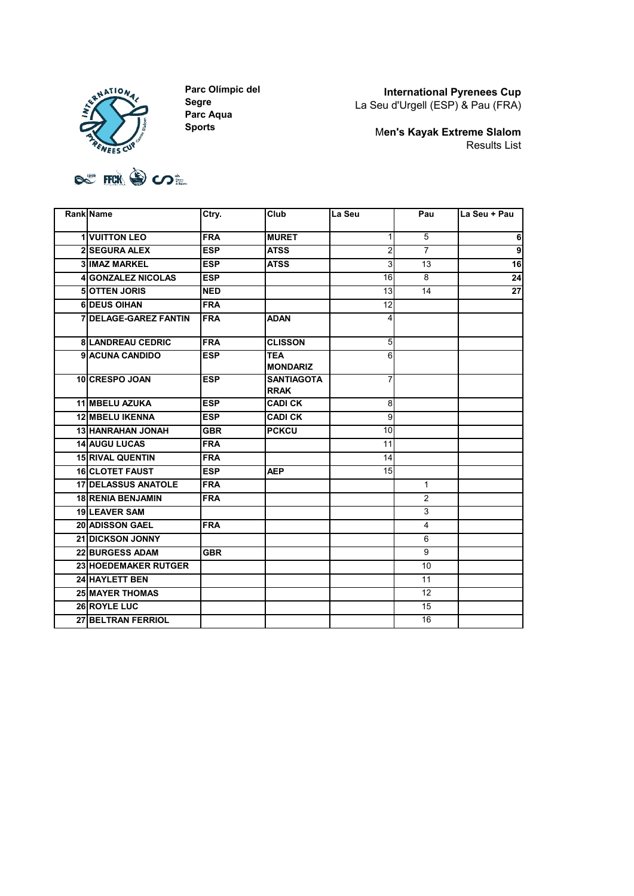**Parc Olímpic del Segre**
**Parc Aqua Sports**

**International Pyrenees Cup**
La Seu d'Urgell (ESP) & Pau (FRA)

M**en's Kayak Extreme Slalom**
Results List

| Rank | Name | Ctry. | Club | La Seu | Pau | La Seu + Pau |
|---|---|---|---|---|---|---|
| 1 | VUITTON LEO | FRA | MURET | 1 | 5 | 6 |
| 2 | SEGURA ALEX | ESP | ATSS | 2 | 7 | 9 |
| 3 | IMAZ MARKEL | ESP | ATSS | 3 | 13 | 16 |
| 4 | GONZALEZ NICOLAS | ESP | | 16 | 8 | 24 |
| 5 | OTTEN JORIS | NED | | 13 | 14 | 27 |
| 6 | DEUS OIHAN | FRA | | 12 | | |
| 7 | DELAGE-GAREZ FANTIN | FRA | ADAN | 4 | | |
| 8 | LANDREAU CEDRIC | FRA | CLISSON | 5 | | |
| 9 | ACUNA CANDIDO | ESP | TEA MONDARIZ | 6 | | |
| 10 | CRESPO JOAN | ESP | SANTIAGOTA RRAK | 7 | | |
| 11 | MBELU AZUKA | ESP | CADI CK | 8 | | |
| 12 | MBELU IKENNA | ESP | CADI CK | 9 | | |
| 13 | HANRAHAN JONAH | GBR | PCKCU | 10 | | |
| 14 | AUGU LUCAS | FRA | | 11 | | |
| 15 | RIVAL QUENTIN | FRA | | 14 | | |
| 16 | CLOTET FAUST | ESP | AEP | 15 | | |
| 17 | DELASSUS ANATOLE | FRA | | | 1 | |
| 18 | RENIA BENJAMIN | FRA | | | 2 | |
| 19 | LEAVER SAM | | | | 3 | |
| 20 | ADISSON GAEL | FRA | | | 4 | |
| 21 | DICKSON JONNY | | | | 6 | |
| 22 | BURGESS ADAM | GBR | | | 9 | |
| 23 | HOEDEMAKER RUTGER | | | | 10 | |
| 24 | HAYLETT BEN | | | | 11 | |
| 25 | MAYER THOMAS | | | | 12 | |
| 26 | ROYLE LUC | | | | 15 | |
| 27 | BELTRAN FERRIOL | | | | 16 | |